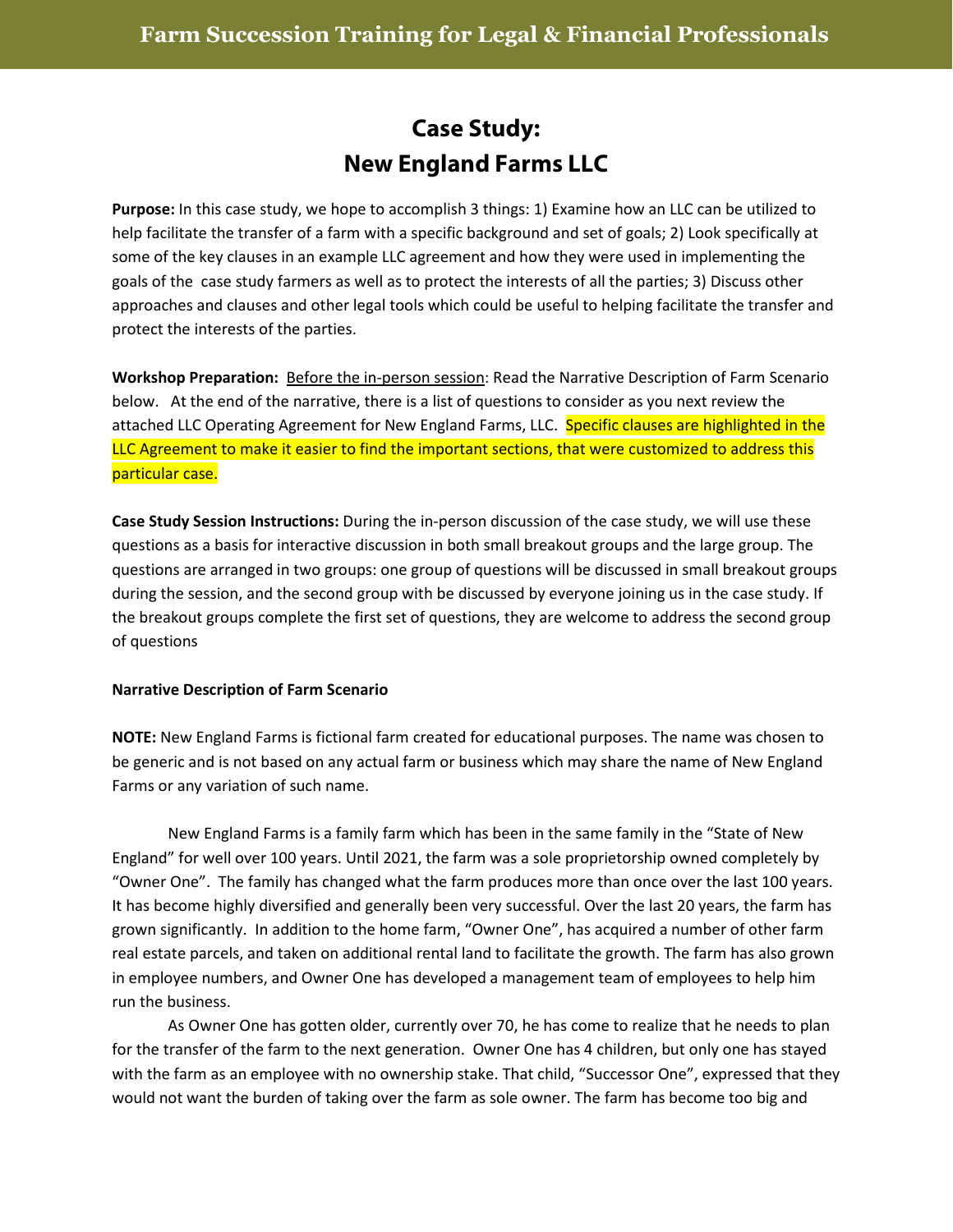# Farm Succession Training for Legal & Financial Professionals

## Case Study:
## New England Farms LLC

**Purpose:** In this case study, we hope to accomplish 3 things: 1) Examine how an LLC can be utilized to help facilitate the transfer of a farm with a specific background and set of goals; 2) Look specifically at some of the key clauses in an example LLC agreement and how they were used in implementing the goals of the case study farmers as well as to protect the interests of all the parties; 3) Discuss other approaches and clauses and other legal tools which could be useful to helping facilitate the transfer and protect the interests of the parties.

**Workshop Preparation:** Before the in-person session: Read the Narrative Description of Farm Scenario below. At the end of the narrative, there is a list of questions to consider as you next review the attached LLC Operating Agreement for New England Farms, LLC. Specific clauses are highlighted in the LLC Agreement to make it easier to find the important sections, that were customized to address this particular case.

**Case Study Session Instructions:** During the in-person discussion of the case study, we will use these questions as a basis for interactive discussion in both small breakout groups and the large group. The questions are arranged in two groups: one group of questions will be discussed in small breakout groups during the session, and the second group with be discussed by everyone joining us in the case study. If the breakout groups complete the first set of questions, they are welcome to address the second group of questions

**Narrative Description of Farm Scenario**

**NOTE:** New England Farms is fictional farm created for educational purposes. The name was chosen to be generic and is not based on any actual farm or business which may share the name of New England Farms or any variation of such name.

New England Farms is a family farm which has been in the same family in the "State of New England" for well over 100 years. Until 2021, the farm was a sole proprietorship owned completely by "Owner One". The family has changed what the farm produces more than once over the last 100 years. It has become highly diversified and generally been very successful. Over the last 20 years, the farm has grown significantly. In addition to the home farm, "Owner One", has acquired a number of other farm real estate parcels, and taken on additional rental land to facilitate the growth. The farm has also grown in employee numbers, and Owner One has developed a management team of employees to help him run the business.

As Owner One has gotten older, currently over 70, he has come to realize that he needs to plan for the transfer of the farm to the next generation. Owner One has 4 children, but only one has stayed with the farm as an employee with no ownership stake. That child, "Successor One", expressed that they would not want the burden of taking over the farm as sole owner. The farm has become too big and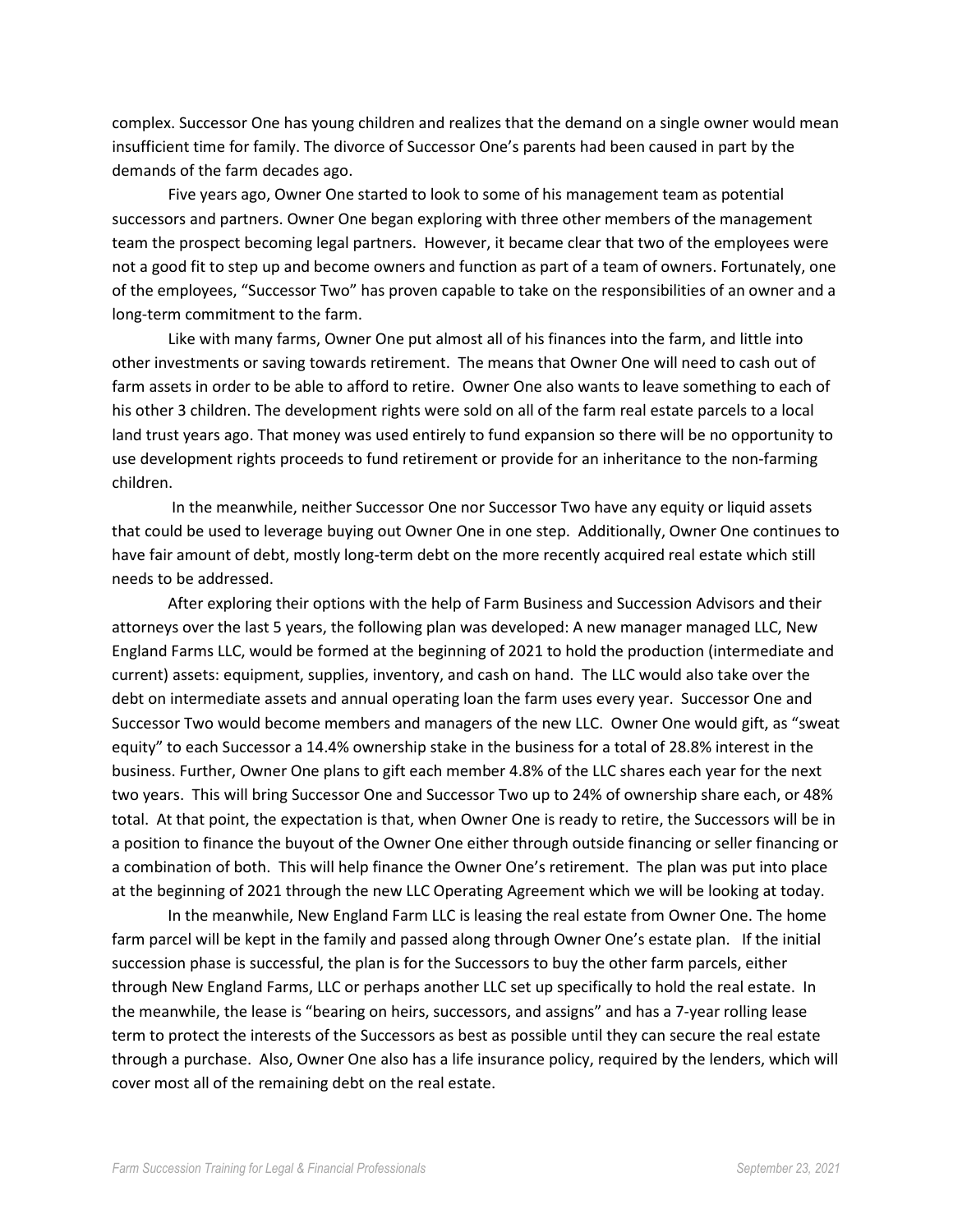complex. Successor One has young children and realizes that the demand on a single owner would mean insufficient time for family. The divorce of Successor One's parents had been caused in part by the demands of the farm decades ago.

Five years ago, Owner One started to look to some of his management team as potential successors and partners. Owner One began exploring with three other members of the management team the prospect becoming legal partners. However, it became clear that two of the employees were not a good fit to step up and become owners and function as part of a team of owners. Fortunately, one of the employees, "Successor Two" has proven capable to take on the responsibilities of an owner and a long-term commitment to the farm.

Like with many farms, Owner One put almost all of his finances into the farm, and little into other investments or saving towards retirement. The means that Owner One will need to cash out of farm assets in order to be able to afford to retire. Owner One also wants to leave something to each of his other 3 children. The development rights were sold on all of the farm real estate parcels to a local land trust years ago. That money was used entirely to fund expansion so there will be no opportunity to use development rights proceeds to fund retirement or provide for an inheritance to the non-farming children.

In the meanwhile, neither Successor One nor Successor Two have any equity or liquid assets that could be used to leverage buying out Owner One in one step. Additionally, Owner One continues to have fair amount of debt, mostly long-term debt on the more recently acquired real estate which still needs to be addressed.

After exploring their options with the help of Farm Business and Succession Advisors and their attorneys over the last 5 years, the following plan was developed: A new manager managed LLC, New England Farms LLC, would be formed at the beginning of 2021 to hold the production (intermediate and current) assets: equipment, supplies, inventory, and cash on hand. The LLC would also take over the debt on intermediate assets and annual operating loan the farm uses every year. Successor One and Successor Two would become members and managers of the new LLC. Owner One would gift, as "sweat equity" to each Successor a 14.4% ownership stake in the business for a total of 28.8% interest in the business. Further, Owner One plans to gift each member 4.8% of the LLC shares each year for the next two years. This will bring Successor One and Successor Two up to 24% of ownership share each, or 48% total. At that point, the expectation is that, when Owner One is ready to retire, the Successors will be in a position to finance the buyout of the Owner One either through outside financing or seller financing or a combination of both. This will help finance the Owner One's retirement. The plan was put into place at the beginning of 2021 through the new LLC Operating Agreement which we will be looking at today.

In the meanwhile, New England Farm LLC is leasing the real estate from Owner One. The home farm parcel will be kept in the family and passed along through Owner One's estate plan. If the initial succession phase is successful, the plan is for the Successors to buy the other farm parcels, either through New England Farms, LLC or perhaps another LLC set up specifically to hold the real estate. In the meanwhile, the lease is "bearing on heirs, successors, and assigns" and has a 7-year rolling lease term to protect the interests of the Successors as best as possible until they can secure the real estate through a purchase. Also, Owner One also has a life insurance policy, required by the lenders, which will cover most all of the remaining debt on the real estate.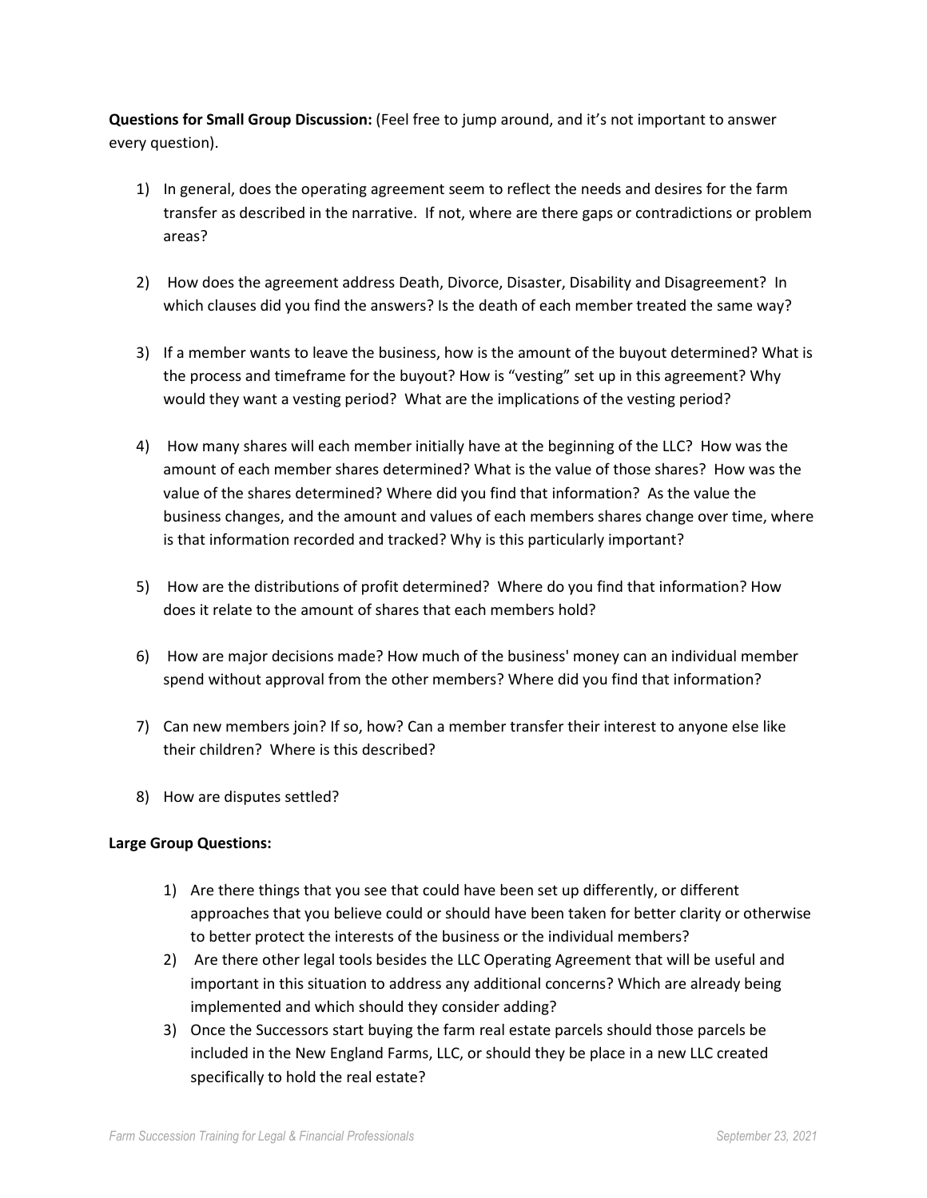**Questions for Small Group Discussion:** (Feel free to jump around, and it's not important to answer every question).

1) In general, does the operating agreement seem to reflect the needs and desires for the farm transfer as described in the narrative. If not, where are there gaps or contradictions or problem areas?

2) How does the agreement address Death, Divorce, Disaster, Disability and Disagreement? In which clauses did you find the answers? Is the death of each member treated the same way?

3) If a member wants to leave the business, how is the amount of the buyout determined? What is the process and timeframe for the buyout? How is "vesting" set up in this agreement? Why would they want a vesting period? What are the implications of the vesting period?

4) How many shares will each member initially have at the beginning of the LLC? How was the amount of each member shares determined? What is the value of those shares? How was the value of the shares determined? Where did you find that information? As the value the business changes, and the amount and values of each members shares change over time, where is that information recorded and tracked? Why is this particularly important?

5) How are the distributions of profit determined? Where do you find that information? How does it relate to the amount of shares that each members hold?

6) How are major decisions made? How much of the business' money can an individual member spend without approval from the other members? Where did you find that information?

7) Can new members join? If so, how? Can a member transfer their interest to anyone else like their children? Where is this described?

8) How are disputes settled?

**Large Group Questions:**

1) Are there things that you see that could have been set up differently, or different approaches that you believe could or should have been taken for better clarity or otherwise to better protect the interests of the business or the individual members?
2) Are there other legal tools besides the LLC Operating Agreement that will be useful and important in this situation to address any additional concerns? Which are already being implemented and which should they consider adding?
3) Once the Successors start buying the farm real estate parcels should those parcels be included in the New England Farms, LLC, or should they be place in a new LLC created specifically to hold the real estate?